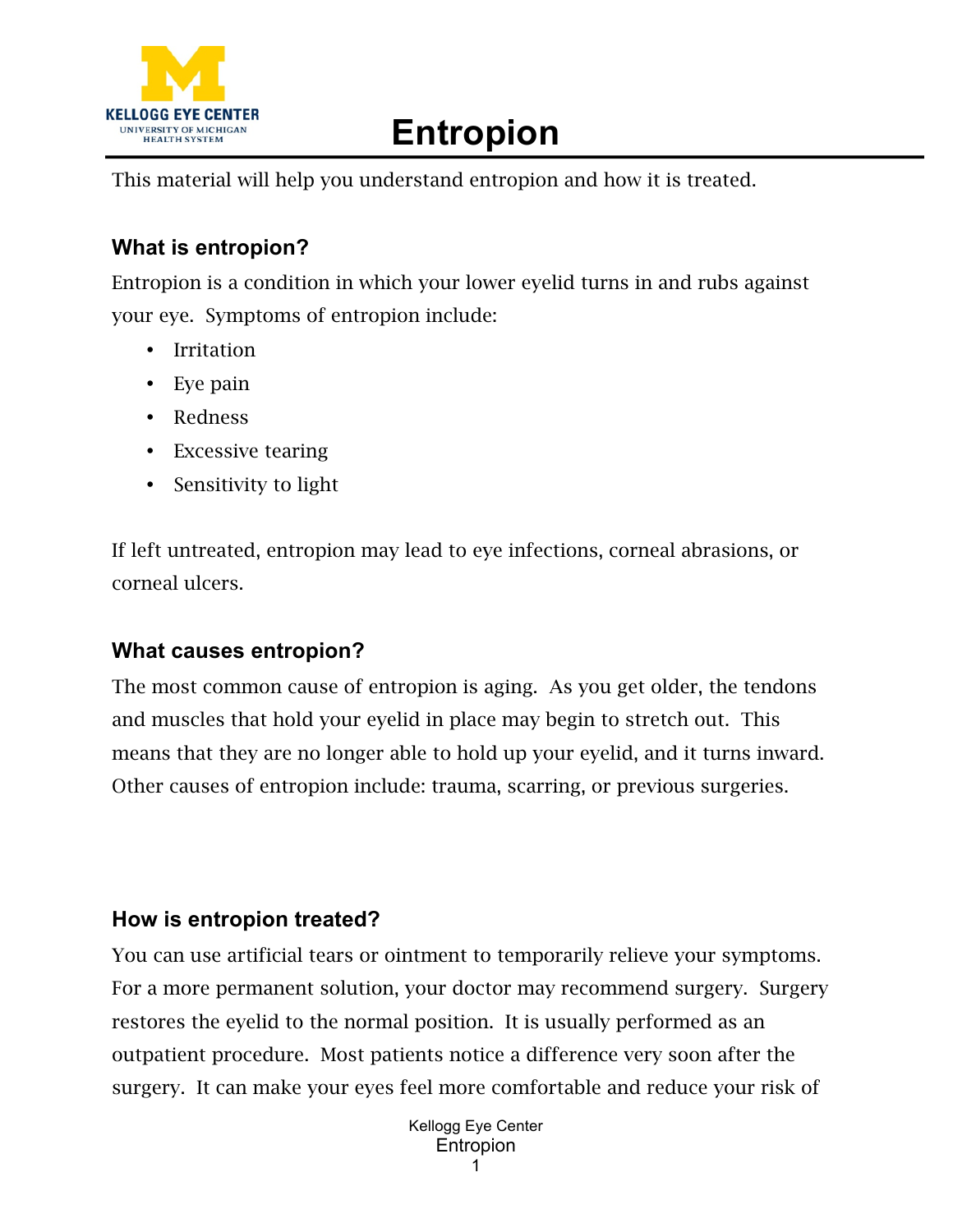# Entropion

This material will help you understand entropion and how it is treated.

## What is entropion?

Entropion is a condition in which your lower eyelid turns in and rubs against your eye. Symptoms of entropion include:

- Irritation
- Eye pain
- Redness
- Excessive tearing
- Sensitivity to light

If left untreated, entropion may lead to eye infections, corneal abrasions, or corneal ulcers.

## What causes entropion?

The most common cause of entropion is aging. As you get older, the tendons and muscles that hold your eyelid in place may begin to stretch out. This means that they are no longer able to hold up your eyelid, and it turns inward. Other causes of entropion include: trauma, scarring, or previous surgeries.

## How is entropion treated?

You can use artificial tears or ointment to temporarily relieve your symptoms. For a more permanent solution, your doctor may recommend surgery. Surgery restores the eyelid to the normal position. It is usually performed as an outpatient procedure. Most patients notice a difference very soon after the surgery. It can make your eyes feel more comfortable and reduce your risk of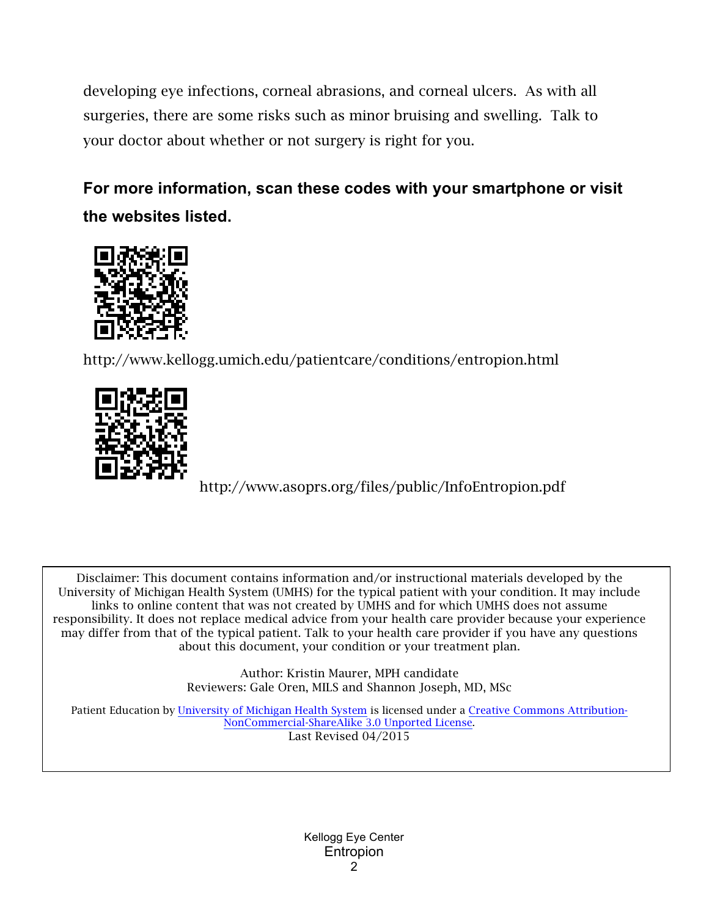developing eye infections, corneal abrasions, and corneal ulcers. As with all surgeries, there are some risks such as minor bruising and swelling. Talk to your doctor about whether or not surgery is right for you.

**For more information, scan these codes with your smartphone or visit the websites listed.**

http://www.kellogg.umich.edu/patientcare/conditions/entropion.html

http://www.asoprs.org/files/public/InfoEntropion.pdf

Disclaimer: This document contains information and/or instructional materials developed by the University of Michigan Health System (UMHS) for the typical patient with your condition. It may include links to online content that was not created by UMHS and for which UMHS does not assume responsibility. It does not replace medical advice from your health care provider because your experience may differ from that of the typical patient. Talk to your health care provider if you have any questions about this document, your condition or your treatment plan.

Author: Kristin Maurer, MPH candidate
Reviewers: Gale Oren, MILS and Shannon Joseph, MD, MSc

Patient Education by University of Michigan Health System is licensed under a Creative Commons Attribution-NonCommercial-ShareAlike 3.0 Unported License.
Last Revised 04/2015